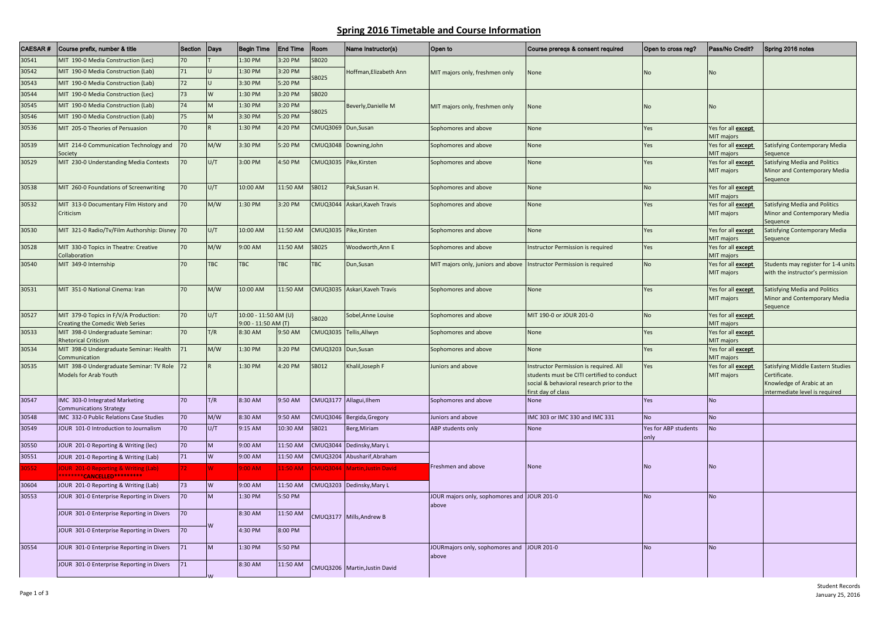# Spring 2016 Timetable and Course Information

| CAESAR # | Course prefix, number & title | Section | Days | Begin Time | End Time | Room | Name Instructor(s) | Open to | Course prereqs & consent required | Open to cross reg? | Pass/No Credit? | Spring 2016 notes |
|---|---|---|---|---|---|---|---|---|---|---|---|---|
| 30541 | MIT 190-0 Media Construction (Lec) | 70 | T | 1:30 PM | 3:20 PM | SB020 | Hoffman,Elizabeth Ann | MIT majors only, freshmen only | None | No | No | |
| 30542 | MIT 190-0 Media Construction (Lab) | 71 | U | 1:30 PM | 3:20 PM | SB025 | | | | | | |
| 30543 | MIT 190-0 Media Construction (Lab) | 72 | U | 3:30 PM | 5:20 PM | | | | | | | |
| 30544 | MIT 190-0 Media Construction (Lec) | 73 | W | 1:30 PM | 3:20 PM | SB020 | Beverly,Danielle M | MIT majors only, freshmen only | None | No | No | |
| 30545 | MIT 190-0 Media Construction (Lab) | 74 | M | 1:30 PM | 3:20 PM | SB025 | | | | | | |
| 30546 | MIT 190-0 Media Construction (Lab) | 75 | M | 3:30 PM | 5:20 PM | | | | | | | |
| 30536 | MIT 205-0 Theories of Persuasion | 70 | R | 1:30 PM | 4:20 PM | CMUQ3069 | Dun,Susan | Sophomores and above | None | Yes | Yes for all **except** MIT majors | |
| 30539 | MIT 214-0 Communication Technology and Society | 70 | M/W | 3:30 PM | 5:20 PM | CMUQ3048 | Downing,John | Sophomores and above | None | Yes | Yes for all **except** MIT majors | Satisfying Contemporary Media Sequence |
| 30529 | MIT 230-0 Understanding Media Contexts | 70 | U/T | 3:00 PM | 4:50 PM | CMUQ3035 | Pike,Kirsten | Sophomores and above | None | Yes | Yes for all **except** MIT majors | Satisfying Media and Politics Minor and Contemporary Media Sequence |
| 30538 | MIT 260-0 Foundations of Screenwriting | 70 | U/T | 10:00 AM | 11:50 AM | SB012 | Pak,Susan H. | Sophomores and above | None | No | Yes for all **except** MIT majors | |
| 30532 | MIT 313-0 Documentary Film History and Criticism | 70 | M/W | 1:30 PM | 3:20 PM | CMUQ3044 | Askari,Kaveh Travis | Sophomores and above | None | Yes | Yes for all **except** MIT majors | Satisfying Media and Politics Minor and Contemporary Media Sequence |
| 30530 | MIT 321-0 Radio/Tv/Film Authorship: Disney | 70 | U/T | 10:00 AM | 11:50 AM | CMUQ3035 | Pike,Kirsten | Sophomores and above | None | Yes | Yes for all **except** MIT majors | Satisfying Contemporary Media Sequence |
| 30528 | MIT 330-0 Topics in Theatre: Creative Collaboration | 70 | M/W | 9:00 AM | 11:50 AM | SB025 | Woodworth,Ann E | Sophomores and above | Instructor Permission is required | Yes | Yes for all **except** MIT majors | |
| 30540 | MIT 349-0 Internship | 70 | TBC | TBC | TBC | TBC | Dun,Susan | MIT majors only, juniors and above | Instructor Permission is required | No | Yes for all **except** MIT majors | Students may register for 1-4 units with the instructor's permission |
| 30531 | MIT 351-0 National Cinema: Iran | 70 | M/W | 10:00 AM | 11:50 AM | CMUQ3035 | Askari,Kaveh Travis | Sophomores and above | None | Yes | Yes for all **except** MIT majors | Satisfying Media and Politics Minor and Contemporary Media Sequence |
| 30527 | MIT 379-0 Topics in F/V/A Production: Creating the Comedic Web Series | 70 | U/T | 10:00 - 11:50 AM (U) 9:00 - 11:50 AM (T) | | SB020 | Sobel,Anne Louise | Sophomores and above | MIT 190-0 or JOUR 201-0 | No | Yes for all **except** MIT majors | |
| 30533 | MIT 398-0 Undergraduate Seminar: Rhetorical Criticism | 70 | T/R | 8:30 AM | 9:50 AM | CMUQ3035 | Tellis,Allwyn | Sophomores and above | None | Yes | Yes for all **except** MIT majors | |
| 30534 | MIT 398-0 Undergraduate Seminar: Health Communication | 71 | M/W | 1:30 PM | 3:20 PM | CMUQ3203 | Dun,Susan | Sophomores and above | None | Yes | Yes for all **except** MIT majors | |
| 30535 | MIT 398-0 Undergraduate Seminar: TV Role Models for Arab Youth | 72 | R | 1:30 PM | 4:20 PM | SB012 | Khalil,Joseph F | Juniors and above | Instructor Permission is required. All students must be CITI certified to conduct social & behavioral research prior to the first day of class | Yes | Yes for all **except** MIT majors | Satisfying Middle Eastern Studies Certificate. Knowledge of Arabic at an intermediate level is required |
| 30547 | IMC 303-0 Integrated Marketing Communications Strategy | 70 | T/R | 8:30 AM | 9:50 AM | CMUQ3177 | Allagui,Ilhem | Sophomores and above | None | Yes | No | |
| 30548 | IMC 332-0 Public Relations Case Studies | 70 | M/W | 8:30 AM | 9:50 AM | CMUQ3046 | Bergida,Gregory | Juniors and above | IMC 303 or IMC 330 and IMC 331 | No | No | |
| 30549 | JOUR 101-0 Introduction to Journalism | 70 | U/T | 9:15 AM | 10:30 AM | SB021 | Berg,Miriam | ABP students only | None | Yes for ABP students only | No | |
| 30550 | JOUR 201-0 Reporting & Writing (lec) | 70 | M | 9:00 AM | 11:50 AM | CMUQ3044 | Dedinsky,Mary L | Freshmen and above | None | No | No | |
| 30551 | JOUR 201-0 Reporting & Writing (Lab) | 71 | W | 9:00 AM | 11:50 AM | CMUQ3204 | Abusharif,Abraham | | | | | |
| 30552 | JOUR 201-0 Reporting & Writing (Lab) ********CANCELLED******** | 72 | W | 9:00 AM | 11:50 AM | CMUQ3044 | Martin,Justin David | | | | | |
| 30604 | JOUR 201-0 Reporting & Writing (Lab) | 73 | W | 9:00 AM | 11:50 AM | CMUQ3203 | Dedinsky,Mary L | | | | | |
| 30553 | JOUR 301-0 Enterprise Reporting in Divers | 70 | M | 1:30 PM | 5:50 PM | CMUQ3177 | Mills,Andrew B | JOUR majors only, sophomores and above | JOUR 201-0 | No | No | |
| | JOUR 301-0 Enterprise Reporting in Divers | 70 | W | 8:30 AM | 11:50 AM | | | | | | | |
| | JOUR 301-0 Enterprise Reporting in Divers | 70 | | 4:30 PM | 8:00 PM | | | | | | | |
| 30554 | JOUR 301-0 Enterprise Reporting in Divers | 71 | M | 1:30 PM | 5:50 PM | CMUQ3206 | Martin,Justin David | JOURmajors only, sophomores and above | JOUR 201-0 | No | No | |
| | JOUR 301-0 Enterprise Reporting in Divers | 71 | W | 8:30 AM | 11:50 AM | | | | | | | |

Student Records
January 25, 2016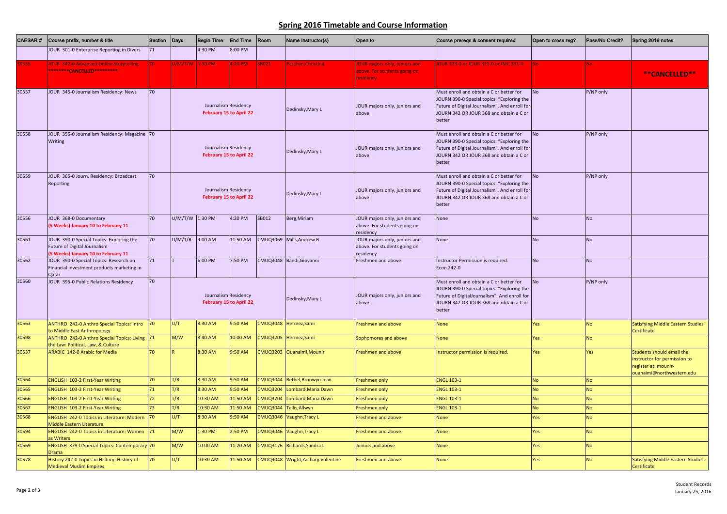## Spring 2016 Timetable and Course Information

| CAESAR # | Course prefix, number & title | Section | Days | Begin Time | End Time | Room | Name Instructor(s) | Open to | Course prereqs & consent required | Open to cross reg? | Pass/No Credit? | Spring 2016 notes |
|---|---|---|---|---|---|---|---|---|---|---|---|---|
| | JOUR 301-0 Enterprise Reporting in Divers | 71 | | 4:30 PM | 8:00 PM | | | | | | | |
| 30555 | JOUR 342-0 Advanced Online Storytelling ********CANCELLED********* | 70 | U/M/T/W | 1:30 PM | 4:20 PM | SB021 | Paschyn,Christina | JOUR majors only, juniors and above. For students going on residency | JOUR 323-0 or JOUR 321-0 or IMC 331-0 | No | No | **CANCELLED** |
| 30557 | JOUR 345-0 Journalism Residency: News | 70 | Journalism Residency February 15 to April 22 | | | | Dedinsky,Mary L | JOUR majors only, juniors and above | Must enroll and obtain a C or better for JOURNN 390-0 Special topics: "Exploring the Future of Digital Journalism". And enroll for JOURN 342 OR JOUR 368 and obtain a C or better | No | P/NP only | |
| 30558 | JOUR 355-0 Journalism Residency: Magazine Writing | 70 | Journalism Residency February 15 to April 22 | | | | Dedinsky,Mary L | JOUR majors only, juniors and above | Must enroll and obtain a C or better for JOURNN 390-0 Special topics: "Exploring the Future of Digital Journalism". And enroll for JOURN 342 OR JOUR 368 and obtain a C or better | No | P/NP only | |
| 30559 | JOUR 365-0 Journ. Residency: Broadcast Reporting | 70 | Journalism Residency February 15 to April 22 | | | | Dedinsky,Mary L | JOUR majors only, juniors and above | Must enroll and obtain a C or better for JOURNN 390-0 Special topics: "Exploring the Future of Digital Journalism". And enroll for JOURN 342 OR JOUR 368 and obtain a C or better | No | P/NP only | |
| 30556 | JOUR 368-0 Documentary (5 Weeks) January 10 to February 11 | 70 | U/M/T/W | 1:30 PM | 4:20 PM | SB012 | Berg,Miriam | JOUR majors only, juniors and above. For students going on residency | None | No | No | |
| 30561 | JOUR 390-0 Special Topics: Exploring the Future of Digital Journalism (5 Weeks) January 10 to February 11 | 70 | U/M/T/R | 9:00 AM | 11:50 AM | CMUQ3069 | Mills,Andrew B | JOUR majors only, juniors and above. For students going on residency | None | No | No | |
| 30562 | JOUR 390-0 Special Topics: Research on Financial investment products marketing in Qatar | 71 | T | 6:00 PM | 7:50 PM | CMUQ3048 | Bandi,Giovanni | Freshmen and above | Instructor Permission is required. Econ 242-0 | No | No | |
| 30560 | JOUR 395-0 Public Relations Residency | 70 | Journalism Residency February 15 to April 22 | | | | Dedinsky,Mary L | JOUR majors only, juniors and above | Must enroll and obtain a C or better for JOURNN 390-0 Special topics: "Exploring the Future of DigitalJournalism". And enroll for JOURN 342 OR JOUR 368 and obtain a C or better | No | P/NP only | |
| 30563 | ANTHRO 242-0 Anthro Special Topics: Intro to Middle East Anthropology | 70 | U/T | 8:30 AM | 9:50 AM | CMUQ3048 | Hermez,Sami | Freshmen and above | None | Yes | No | Satisfying Middle Eastern Studies Certificate |
| 30598 | ANTHRO 242-0 Anthro Special Topics: Living the Law: Political, Law, & Culture | 71 | M/W | 8:40 AM | 10:00 AM | CMUQ3205 | Hermez,Sami | Sophomores and above | None | Yes | No | |
| 30537 | ARABIC 142-0 Arabic for Media | 70 | R | 8:30 AM | 9:50 AM | CMUQ3203 | Ouanaimi,Mounir | Freshmen and above | Instructor permission is required. | Yes | Yes | Students should email the instructor for permission to register at: mounir-ouanaimi@northwestern.edu |
| 30564 | ENGLISH 103-2 First-Year Writing | 70 | T/R | 8:30 AM | 9:50 AM | CMUQ3044 | Bethel,Bronwyn Jean | Freshmen only | ENGL 103-1 | No | No | |
| 30565 | ENGLISH 103-2 First-Year Writing | 71 | T/R | 8:30 AM | 9:50 AM | CMUQ3204 | Lombard,Maria Dawn | Freshmen only | ENGL 103-1 | No | No | |
| 30566 | ENGLISH 103-2 First-Year Writing | 72 | T/R | 10:30 AM | 11:50 AM | CMUQ3204 | Lombard,Maria Dawn | Freshmen only | ENGL 103-1 | No | No | |
| 30567 | ENGLISH 103-2 First-Year Writing | 73 | T/R | 10:30 AM | 11:50 AM | CMUQ3044 | Tellis,Allwyn | Freshmen only | ENGL 103-1 | No | No | |
| 30568 | ENGLISH 242-0 Topics in Literature: Modern Middle Eastern Literature | 70 | U/T | 8:30 AM | 9:50 AM | CMUQ3046 | Vaughn,Tracy L | Freshmen and above | None | Yes | No | |
| 30594 | ENGLISH 242-0 Topics in Literature: Women as Writers | 71 | M/W | 1:30 PM | 2:50 PM | CMUQ3046 | Vaughn,Tracy L | Freshmen and above | None | Yes | No | |
| 30569 | ENGLISH 379-0 Special Topics: Contemporary Drama | 70 | M/W | 10:00 AM | 11:20 AM | CMUQ3176 | Richards,Sandra L | Juniors and above | None | Yes | No | |
| 30578 | History 242-0 Topics in History: History of Medieval Muslim Empires | 70 | U/T | 10:30 AM | 11:50 AM | CMUQ3048 | Wright,Zachary Valentine | Freshmen and above | None | Yes | No | Satisfying Middle Eastern Studies Certificate |

Student Records
January 25, 2016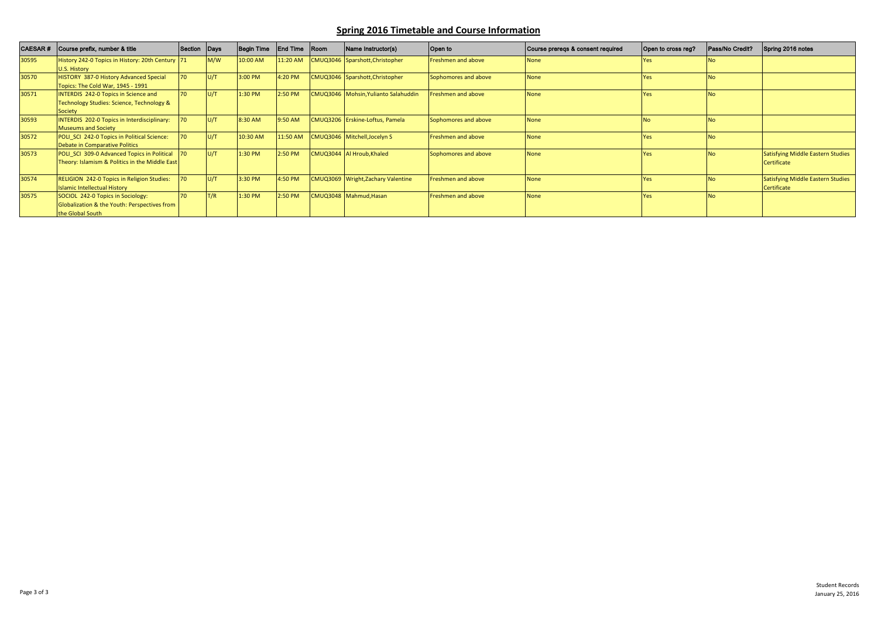# Spring 2016 Timetable and Course Information

| CAESAR # | Course prefix, number & title | Section | Days | Begin Time | End Time | Room | Name Instructor(s) | Open to | Course prereqs & consent required | Open to cross reg? | Pass/No Credit? | Spring 2016 notes |
|---|---|---|---|---|---|---|---|---|---|---|---|---|
| 30595 | History 242-0 Topics in History: 20th Century U.S. History | 71 | M/W | 10:00 AM | 11:20 AM | CMUQ3046 | Sparshott,Christopher | Freshmen and above | None | Yes | No | |
| 30570 | HISTORY 387-0 History Advanced Special Topics: The Cold War, 1945 - 1991 | 70 | U/T | 3:00 PM | 4:20 PM | CMUQ3046 | Sparshott,Christopher | Sophomores and above | None | Yes | No | |
| 30571 | INTERDIS 242-0 Topics in Science and Technology Studies: Science, Technology & Society | 70 | U/T | 1:30 PM | 2:50 PM | CMUQ3046 | Mohsin,Yulianto Salahuddin | Freshmen and above | None | Yes | No | |
| 30593 | INTERDIS 202-0 Topics in Interdisciplinary: Museums and Society | 70 | U/T | 8:30 AM | 9:50 AM | CMUQ3206 | Erskine-Loftus, Pamela | Sophomores and above | None | No | No | |
| 30572 | POLI_SCI 242-0 Topics in Political Science: Debate in Comparative Politics | 70 | U/T | 10:30 AM | 11:50 AM | CMUQ3046 | Mitchell,Jocelyn S | Freshmen and above | None | Yes | No | |
| 30573 | POLI_SCI 309-0 Advanced Topics in Political Theory: Islamism & Politics in the Middle East | 70 | U/T | 1:30 PM | 2:50 PM | CMUQ3044 | Al Hroub,Khaled | Sophomores and above | None | Yes | No | Satisfying Middle Eastern Studies Certificate |
| 30574 | RELIGION 242-0 Topics in Religion Studies: Islamic Intellectual History | 70 | U/T | 3:30 PM | 4:50 PM | CMUQ3069 | Wright,Zachary Valentine | Freshmen and above | None | Yes | No | Satisfying Middle Eastern Studies Certificate |
| 30575 | SOCIOL 242-0 Topics in Sociology: Globalization & the Youth: Perspectives from the Global South | 70 | T/R | 1:30 PM | 2:50 PM | CMUQ3048 | Mahmud,Hasan | Freshmen and above | None | Yes | No | |

Student Records
January 25, 2016